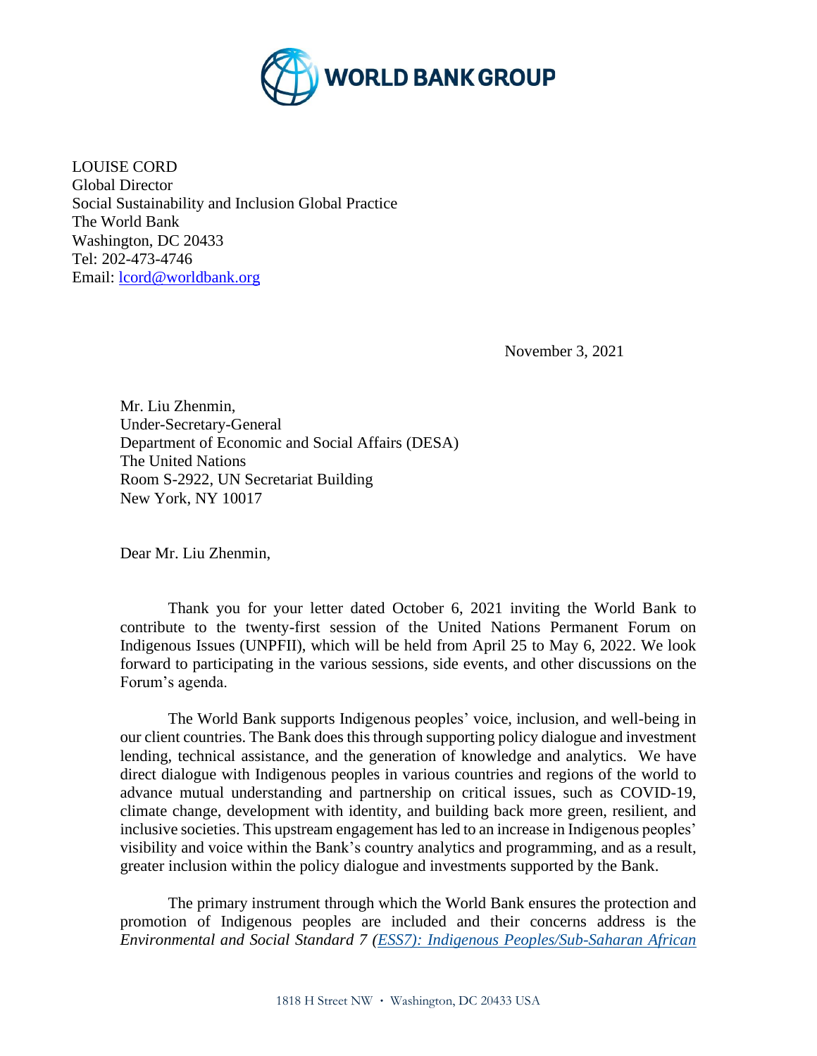WORLD BANK GROUP

LOUISE CORD
Global Director
Social Sustainability and Inclusion Global Practice
The World Bank
Washington, DC 20433
Tel: 202-473-4746
Email: [lcord@worldbank.org](mailto:lcord@worldbank.org)

November 3, 2021

Mr. Liu Zhenmin,
Under-Secretary-General
Department of Economic and Social Affairs (DESA)
The United Nations
Room S-2922, UN Secretariat Building
New York, NY 10017

Dear Mr. Liu Zhenmin,

Thank you for your letter dated October 6, 2021 inviting the World Bank to contribute to the twenty-first session of the United Nations Permanent Forum on Indigenous Issues (UNPFII), which will be held from April 25 to May 6, 2022. We look forward to participating in the various sessions, side events, and other discussions on the Forum's agenda.

The World Bank supports Indigenous peoples' voice, inclusion, and well-being in our client countries. The Bank does this through supporting policy dialogue and investment lending, technical assistance, and the generation of knowledge and analytics. We have direct dialogue with Indigenous peoples in various countries and regions of the world to advance mutual understanding and partnership on critical issues, such as COVID-19, climate change, development with identity, and building back more green, resilient, and inclusive societies. This upstream engagement has led to an increase in Indigenous peoples' visibility and voice within the Bank's country analytics and programming, and as a result, greater inclusion within the policy dialogue and investments supported by the Bank.

The primary instrument through which the World Bank ensures the protection and promotion of Indigenous peoples are included and their concerns address is the *Environmental and Social Standard 7 ([ESS7): Indigenous Peoples/Sub-Saharan African](#)*

1818 H Street NW • Washington, DC 20433 USA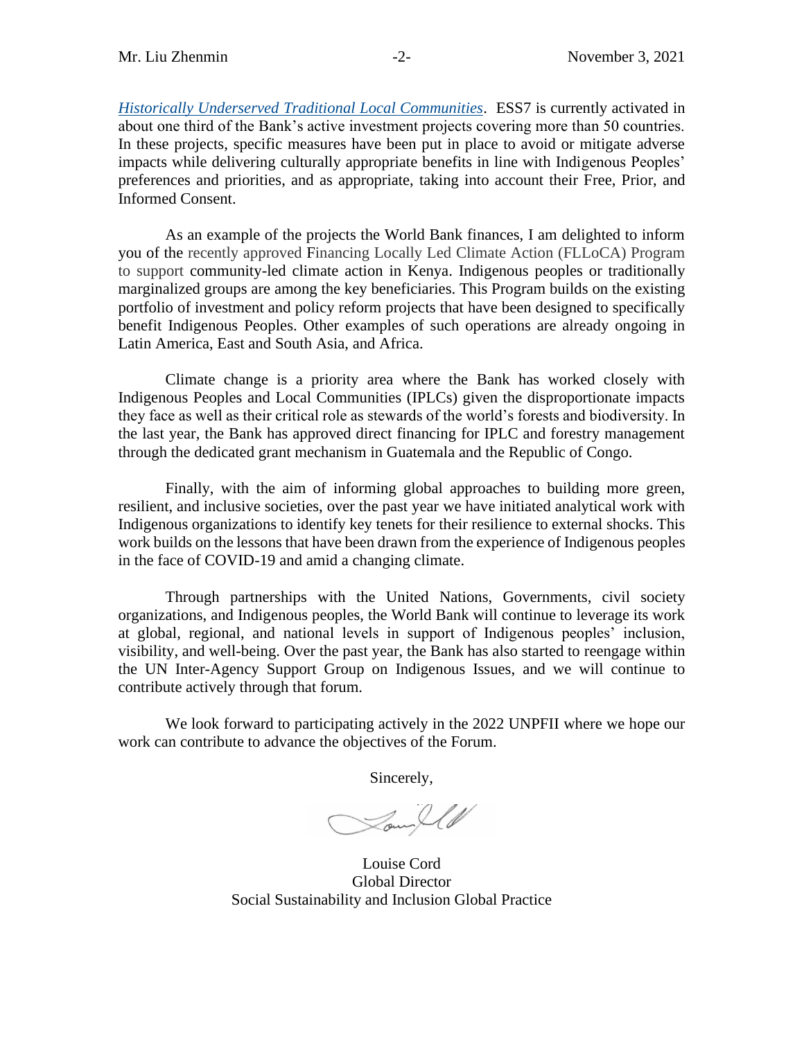*Historically Underserved Traditional Local Communities*. ESS7 is currently activated in about one third of the Bank's active investment projects covering more than 50 countries. In these projects, specific measures have been put in place to avoid or mitigate adverse impacts while delivering culturally appropriate benefits in line with Indigenous Peoples' preferences and priorities, and as appropriate, taking into account their Free, Prior, and Informed Consent.

As an example of the projects the World Bank finances, I am delighted to inform you of the recently approved Financing Locally Led Climate Action (FLLoCA) Program to support community-led climate action in Kenya. Indigenous peoples or traditionally marginalized groups are among the key beneficiaries. This Program builds on the existing portfolio of investment and policy reform projects that have been designed to specifically benefit Indigenous Peoples. Other examples of such operations are already ongoing in Latin America, East and South Asia, and Africa.

Climate change is a priority area where the Bank has worked closely with Indigenous Peoples and Local Communities (IPLCs) given the disproportionate impacts they face as well as their critical role as stewards of the world's forests and biodiversity. In the last year, the Bank has approved direct financing for IPLC and forestry management through the dedicated grant mechanism in Guatemala and the Republic of Congo.

Finally, with the aim of informing global approaches to building more green, resilient, and inclusive societies, over the past year we have initiated analytical work with Indigenous organizations to identify key tenets for their resilience to external shocks. This work builds on the lessons that have been drawn from the experience of Indigenous peoples in the face of COVID-19 and amid a changing climate.

Through partnerships with the United Nations, Governments, civil society organizations, and Indigenous peoples, the World Bank will continue to leverage its work at global, regional, and national levels in support of Indigenous peoples' inclusion, visibility, and well-being. Over the past year, the Bank has also started to reengage within the UN Inter-Agency Support Group on Indigenous Issues, and we will continue to contribute actively through that forum.

We look forward to participating actively in the 2022 UNPFII where we hope our work can contribute to advance the objectives of the Forum.

Sincerely,

Louise Cord
Global Director
Social Sustainability and Inclusion Global Practice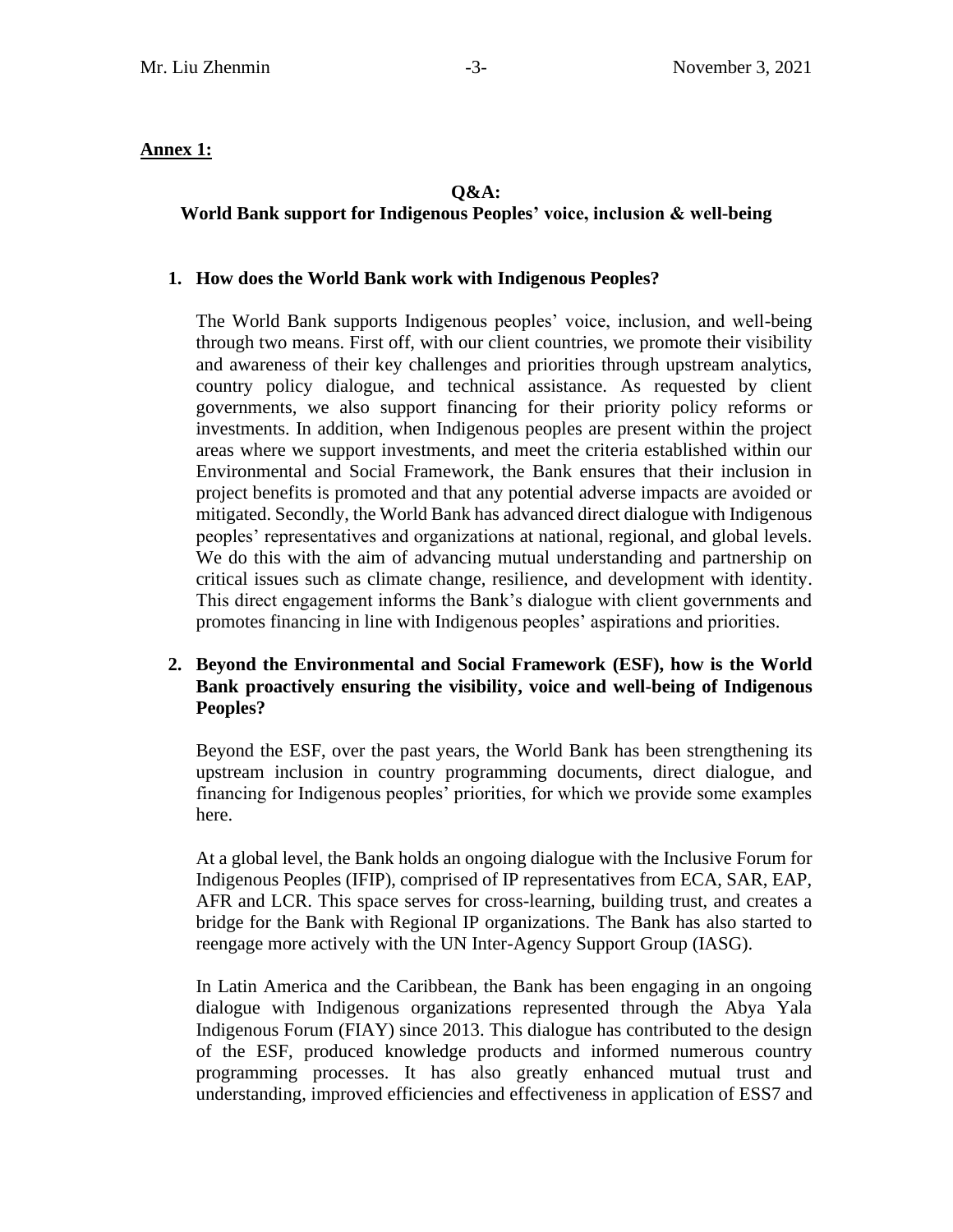**Annex 1:**

**Q&A:**
**World Bank support for Indigenous Peoples' voice, inclusion & well-being**

1. **How does the World Bank work with Indigenous Peoples?**

   The World Bank supports Indigenous peoples' voice, inclusion, and well-being through two means. First off, with our client countries, we promote their visibility and awareness of their key challenges and priorities through upstream analytics, country policy dialogue, and technical assistance. As requested by client governments, we also support financing for their priority policy reforms or investments. In addition, when Indigenous peoples are present within the project areas where we support investments, and meet the criteria established within our Environmental and Social Framework, the Bank ensures that their inclusion in project benefits is promoted and that any potential adverse impacts are avoided or mitigated. Secondly, the World Bank has advanced direct dialogue with Indigenous peoples' representatives and organizations at national, regional, and global levels. We do this with the aim of advancing mutual understanding and partnership on critical issues such as climate change, resilience, and development with identity. This direct engagement informs the Bank's dialogue with client governments and promotes financing in line with Indigenous peoples' aspirations and priorities.

2. **Beyond the Environmental and Social Framework (ESF), how is the World Bank proactively ensuring the visibility, voice and well-being of Indigenous Peoples?**

   Beyond the ESF, over the past years, the World Bank has been strengthening its upstream inclusion in country programming documents, direct dialogue, and financing for Indigenous peoples' priorities, for which we provide some examples here.

   At a global level, the Bank holds an ongoing dialogue with the Inclusive Forum for Indigenous Peoples (IFIP), comprised of IP representatives from ECA, SAR, EAP, AFR and LCR. This space serves for cross-learning, building trust, and creates a bridge for the Bank with Regional IP organizations. The Bank has also started to reengage more actively with the UN Inter-Agency Support Group (IASG).

   In Latin America and the Caribbean, the Bank has been engaging in an ongoing dialogue with Indigenous organizations represented through the Abya Yala Indigenous Forum (FIAY) since 2013. This dialogue has contributed to the design of the ESF, produced knowledge products and informed numerous country programming processes. It has also greatly enhanced mutual trust and understanding, improved efficiencies and effectiveness in application of ESS7 and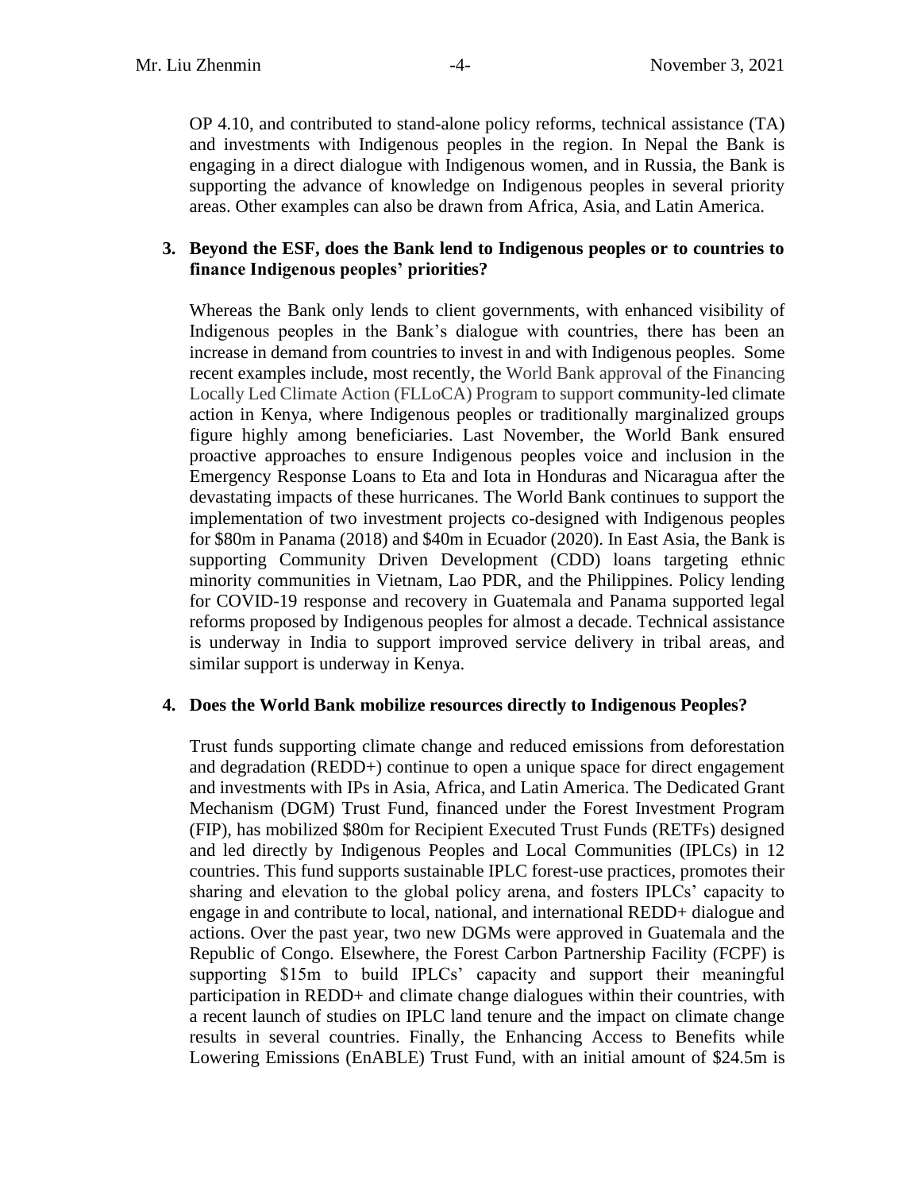OP 4.10, and contributed to stand-alone policy reforms, technical assistance (TA) and investments with Indigenous peoples in the region. In Nepal the Bank is engaging in a direct dialogue with Indigenous women, and in Russia, the Bank is supporting the advance of knowledge on Indigenous peoples in several priority areas. Other examples can also be drawn from Africa, Asia, and Latin America.

3. **Beyond the ESF, does the Bank lend to Indigenous peoples or to countries to finance Indigenous peoples' priorities?**

   Whereas the Bank only lends to client governments, with enhanced visibility of Indigenous peoples in the Bank's dialogue with countries, there has been an increase in demand from countries to invest in and with Indigenous peoples. Some recent examples include, most recently, the World Bank approval of the Financing Locally Led Climate Action (FLLoCA) Program to support community-led climate action in Kenya, where Indigenous peoples or traditionally marginalized groups figure highly among beneficiaries. Last November, the World Bank ensured proactive approaches to ensure Indigenous peoples voice and inclusion in the Emergency Response Loans to Eta and Iota in Honduras and Nicaragua after the devastating impacts of these hurricanes. The World Bank continues to support the implementation of two investment projects co-designed with Indigenous peoples for \$80m in Panama (2018) and \$40m in Ecuador (2020). In East Asia, the Bank is supporting Community Driven Development (CDD) loans targeting ethnic minority communities in Vietnam, Lao PDR, and the Philippines. Policy lending for COVID-19 response and recovery in Guatemala and Panama supported legal reforms proposed by Indigenous peoples for almost a decade. Technical assistance is underway in India to support improved service delivery in tribal areas, and similar support is underway in Kenya.

4. **Does the World Bank mobilize resources directly to Indigenous Peoples?**

   Trust funds supporting climate change and reduced emissions from deforestation and degradation (REDD+) continue to open a unique space for direct engagement and investments with IPs in Asia, Africa, and Latin America. The Dedicated Grant Mechanism (DGM) Trust Fund, financed under the Forest Investment Program (FIP), has mobilized \$80m for Recipient Executed Trust Funds (RETFs) designed and led directly by Indigenous Peoples and Local Communities (IPLCs) in 12 countries. This fund supports sustainable IPLC forest-use practices, promotes their sharing and elevation to the global policy arena, and fosters IPLCs' capacity to engage in and contribute to local, national, and international REDD+ dialogue and actions. Over the past year, two new DGMs were approved in Guatemala and the Republic of Congo. Elsewhere, the Forest Carbon Partnership Facility (FCPF) is supporting \$15m to build IPLCs' capacity and support their meaningful participation in REDD+ and climate change dialogues within their countries, with a recent launch of studies on IPLC land tenure and the impact on climate change results in several countries. Finally, the Enhancing Access to Benefits while Lowering Emissions (EnABLE) Trust Fund, with an initial amount of \$24.5m is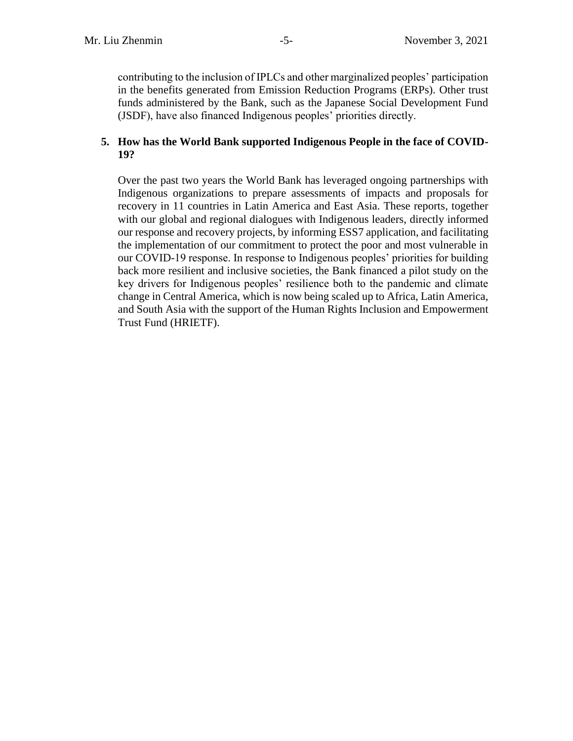contributing to the inclusion of IPLCs and other marginalized peoples' participation in the benefits generated from Emission Reduction Programs (ERPs). Other trust funds administered by the Bank, such as the Japanese Social Development Fund (JSDF), have also financed Indigenous peoples' priorities directly.

5. **How has the World Bank supported Indigenous People in the face of COVID-19?**

   Over the past two years the World Bank has leveraged ongoing partnerships with Indigenous organizations to prepare assessments of impacts and proposals for recovery in 11 countries in Latin America and East Asia. These reports, together with our global and regional dialogues with Indigenous leaders, directly informed our response and recovery projects, by informing ESS7 application, and facilitating the implementation of our commitment to protect the poor and most vulnerable in our COVID-19 response. In response to Indigenous peoples' priorities for building back more resilient and inclusive societies, the Bank financed a pilot study on the key drivers for Indigenous peoples' resilience both to the pandemic and climate change in Central America, which is now being scaled up to Africa, Latin America, and South Asia with the support of the Human Rights Inclusion and Empowerment Trust Fund (HRIETF).